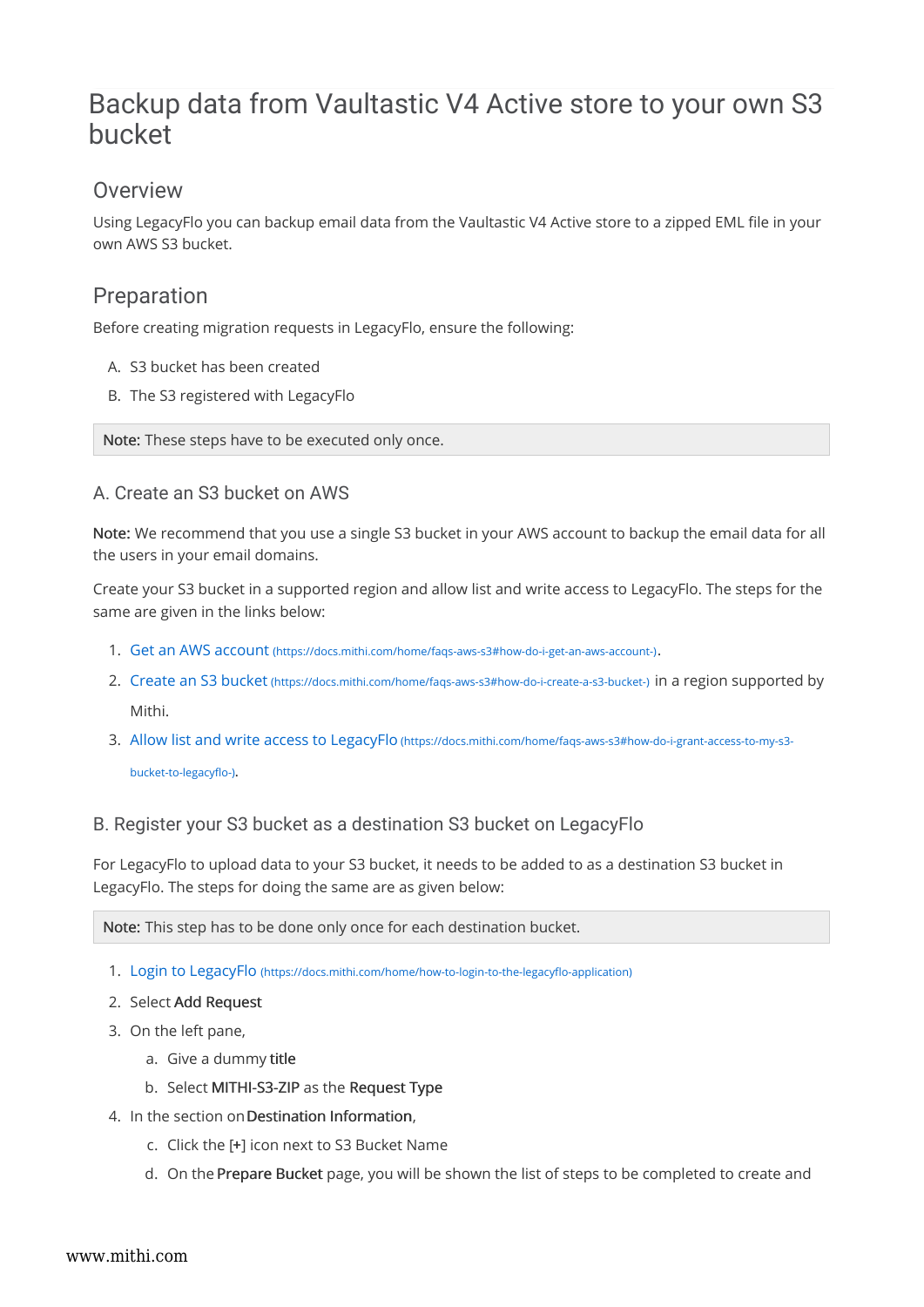# Backup data from Vaultastic V4 Active store to your own S3 bucket

## Overview

Using LegacyFlo you can backup email data from the Vaultastic V4 Active store to a zipped EML file in your own AWS S3 bucket.

## Preparation

Before creating migration requests in LegacyFlo, ensure the following:

A. S3 bucket has been created

B. The S3 registered with LegacyFlo

**Note:** These steps have to be executed only once.

### A. Create an S3 bucket on AWS

**Note:** We recommend that you use a single S3 bucket in your AWS account to backup the email data for all the users in your email domains.

Create your S3 bucket in a supported region and allow list and write access to LegacyFlo. The steps for the same are given in the links below:

1. [Get an AWS account](https://docs.mithi.com/home/faqs-aws-s3#how-do-i-get-an-aws-account-) (https://docs.mithi.com/home/faqs-aws-s3#how-do-i-get-an-aws-account-).
2. [Create an S3 bucket](https://docs.mithi.com/home/faqs-aws-s3#how-do-i-create-a-s3-bucket-) (https://docs.mithi.com/home/faqs-aws-s3#how-do-i-create-a-s3-bucket-) in a region supported by Mithi.
3. [Allow list and write access to LegacyFlo](https://docs.mithi.com/home/faqs-aws-s3#how-do-i-grant-access-to-my-s3-bucket-to-legacyflo-) (https://docs.mithi.com/home/faqs-aws-s3#how-do-i-grant-access-to-my-s3-bucket-to-legacyflo-).

### B. Register your S3 bucket as a destination S3 bucket on LegacyFlo

For LegacyFlo to upload data to your S3 bucket, it needs to be added to as a destination S3 bucket in LegacyFlo. The steps for doing the same are as given below:

**Note:** This step has to be done only once for each destination bucket.

1. [Login to LegacyFlo](https://docs.mithi.com/home/how-to-login-to-the-legacyflo-application) (https://docs.mithi.com/home/how-to-login-to-the-legacyflo-application)
2. Select **Add Request**
3. On the left pane,
   a. Give a dummy **title**
   b. Select **MITHI-S3-ZIP** as the **Request Type**
4. In the section on **Destination Information**,
   c. Click the **[+]** icon next to S3 Bucket Name
   d. On the **Prepare Bucket** page, you will be shown the list of steps to be completed to create and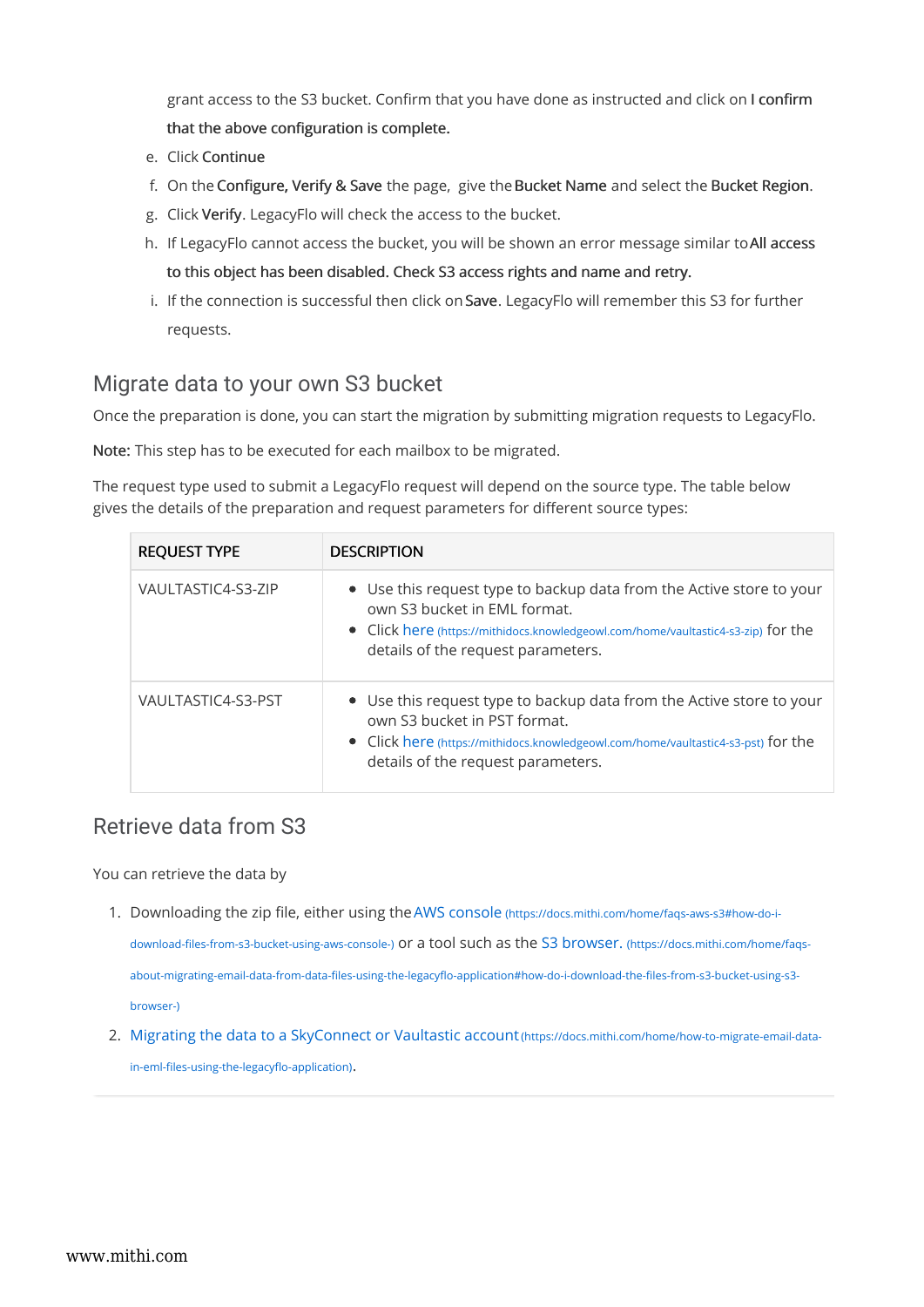grant access to the S3 bucket. Confirm that you have done as instructed and click on **I confirm that the above configuration is complete.**

e. Click **Continue**
f. On the **Configure, Verify & Save** the page, give the **Bucket Name** and select the **Bucket Region**.
g. Click **Verify**. LegacyFlo will check the access to the bucket.
h. If LegacyFlo cannot access the bucket, you will be shown an error message similar to **All access to this object has been disabled. Check S3 access rights and name and retry.**
i. If the connection is successful then click on **Save**. LegacyFlo will remember this S3 for further requests.

## Migrate data to your own S3 bucket

Once the preparation is done, you can start the migration by submitting migration requests to LegacyFlo.

**Note:** This step has to be executed for each mailbox to be migrated.

The request type used to submit a LegacyFlo request will depend on the source type. The table below gives the details of the preparation and request parameters for different source types:

| REQUEST TYPE | DESCRIPTION |
|---|---|
| VAULTASTIC4-S3-ZIP | • Use this request type to backup data from the Active store to your own S3 bucket in EML format. • Click here (https://mithidocs.knowledgeowl.com/home/vaultastic4-s3-zip) for the details of the request parameters. |
| VAULTASTIC4-S3-PST | • Use this request type to backup data from the Active store to your own S3 bucket in PST format. • Click here (https://mithidocs.knowledgeowl.com/home/vaultastic4-s3-pst) for the details of the request parameters. |

## Retrieve data from S3

You can retrieve the data by

1. Downloading the zip file, either using the AWS console (https://docs.mithi.com/home/faqs-aws-s3#how-do-i-download-files-from-s3-bucket-using-aws-console-) or a tool such as the S3 browser. (https://docs.mithi.com/home/faqs-about-migrating-email-data-from-data-files-using-the-legacyflo-application#how-do-i-download-the-files-from-s3-bucket-using-s3-browser-)
2. Migrating the data to a SkyConnect or Vaultastic account (https://docs.mithi.com/home/how-to-migrate-email-data-in-eml-files-using-the-legacyflo-application).